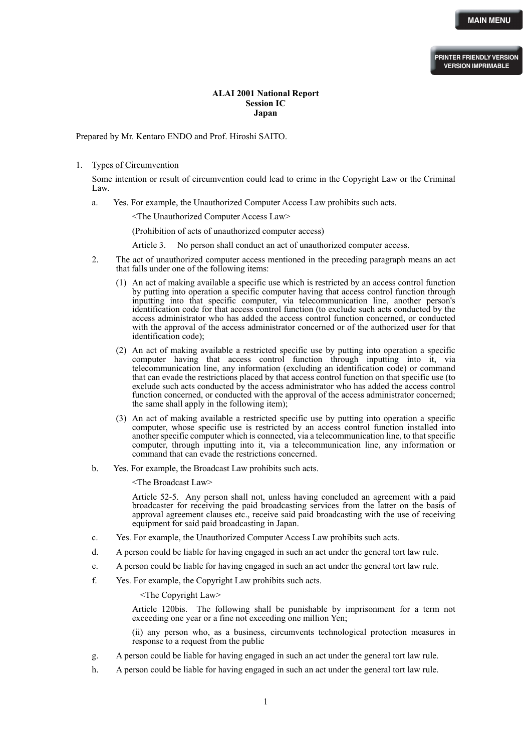**ALAI 2001 National Report**
**Session IC**
**Japan**

Prepared by Mr. Kentaro ENDO and Prof. Hiroshi SAITO.

1. Types of Circumvention

   Some intention or result of circumvention could lead to crime in the Copyright Law or the Criminal Law.

   a. Yes. For example, the Unauthorized Computer Access Law prohibits such acts.

      <The Unauthorized Computer Access Law>

      (Prohibition of acts of unauthorized computer access)

      Article 3. No person shall conduct an act of unauthorized computer access.

   2. The act of unauthorized computer access mentioned in the preceding paragraph means an act that falls under one of the following items:

      (1) An act of making available a specific use which is restricted by an access control function by putting into operation a specific computer having that access control function through inputting into that specific computer, via telecommunication line, another person's identification code for that access control function (to exclude such acts conducted by the access administrator who has added the access control function concerned, or conducted with the approval of the access administrator concerned or of the authorized user for that identification code);

      (2) An act of making available a restricted specific use by putting into operation a specific computer having that access control function through inputting into it, via telecommunication line, any information (excluding an identification code) or command that can evade the restrictions placed by that access control function on that specific use (to exclude such acts conducted by the access administrator who has added the access control function concerned, or conducted with the approval of the access administrator concerned; the same shall apply in the following item);

      (3) An act of making available a restricted specific use by putting into operation a specific computer, whose specific use is restricted by an access control function installed into another specific computer which is connected, via a telecommunication line, to that specific computer, through inputting into it, via a telecommunication line, any information or command that can evade the restrictions concerned.

   b. Yes. For example, the Broadcast Law prohibits such acts.

      <The Broadcast Law>

      Article 52-5. Any person shall not, unless having concluded an agreement with a paid broadcaster for receiving the paid broadcasting services from the latter on the basis of approval agreement clauses etc., receive said paid broadcasting with the use of receiving equipment for said paid broadcasting in Japan.

   c. Yes. For example, the Unauthorized Computer Access Law prohibits such acts.

   d. A person could be liable for having engaged in such an act under the general tort law rule.

   e. A person could be liable for having engaged in such an act under the general tort law rule.

   f. Yes. For example, the Copyright Law prohibits such acts.

      <The Copyright Law>

      Article 120bis. The following shall be punishable by imprisonment for a term not exceeding one year or a fine not exceeding one million Yen;

      (ii) any person who, as a business, circumvents technological protection measures in response to a request from the public

   g. A person could be liable for having engaged in such an act under the general tort law rule.

   h. A person could be liable for having engaged in such an act under the general tort law rule.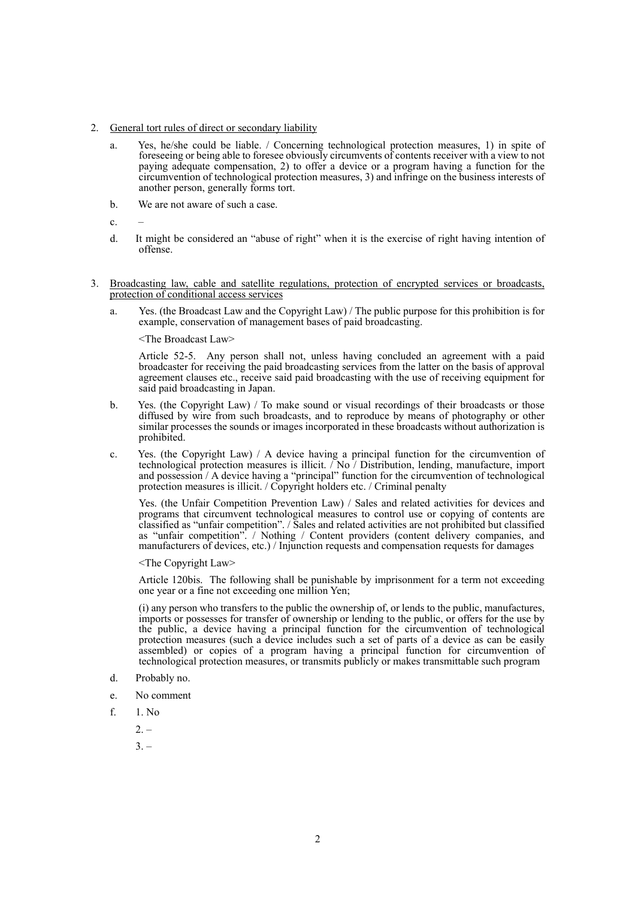2. <u>General tort rules of direct or secondary liability</u>

   a. Yes, he/she could be liable. / Concerning technological protection measures, 1) in spite of foreseeing or being able to foresee obviously circumvents of contents receiver with a view to not paying adequate compensation, 2) to offer a device or a program having a function for the circumvention of technological protection measures, 3) and infringe on the business interests of another person, generally forms tort.

   b. We are not aware of such a case.

   c. –

   d. It might be considered an "abuse of right" when it is the exercise of right having intention of offense.

3. <u>Broadcasting law, cable and satellite regulations, protection of encrypted services or broadcasts, protection of conditional access services</u>

   a. Yes. (the Broadcast Law and the Copyright Law) / The public purpose for this prohibition is for example, conservation of management bases of paid broadcasting.

      <The Broadcast Law>

      Article 52-5. Any person shall not, unless having concluded an agreement with a paid broadcaster for receiving the paid broadcasting services from the latter on the basis of approval agreement clauses etc., receive said paid broadcasting with the use of receiving equipment for said paid broadcasting in Japan.

   b. Yes. (the Copyright Law) / To make sound or visual recordings of their broadcasts or those diffused by wire from such broadcasts, and to reproduce by means of photography or other similar processes the sounds or images incorporated in these broadcasts without authorization is prohibited.

   c. Yes. (the Copyright Law) / A device having a principal function for the circumvention of technological protection measures is illicit. / No / Distribution, lending, manufacture, import and possession / A device having a "principal" function for the circumvention of technological protection measures is illicit. / Copyright holders etc. / Criminal penalty

      Yes. (the Unfair Competition Prevention Law) / Sales and related activities for devices and programs that circumvent technological measures to control use or copying of contents are classified as "unfair competition". / Sales and related activities are not prohibited but classified as "unfair competition". / Nothing / Content providers (content delivery companies, and manufacturers of devices, etc.) / Injunction requests and compensation requests for damages

      <The Copyright Law>

      Article 120bis. The following shall be punishable by imprisonment for a term not exceeding one year or a fine not exceeding one million Yen;

      (i) any person who transfers to the public the ownership of, or lends to the public, manufactures, imports or possesses for transfer of ownership or lending to the public, or offers for the use by the public, a device having a principal function for the circumvention of technological protection measures (such a device includes such a set of parts of a device as can be easily assembled) or copies of a program having a principal function for circumvention of technological protection measures, or transmits publicly or makes transmittable such program

   d. Probably no.

   e. No comment

   f. 1. No

      2. –

      3. –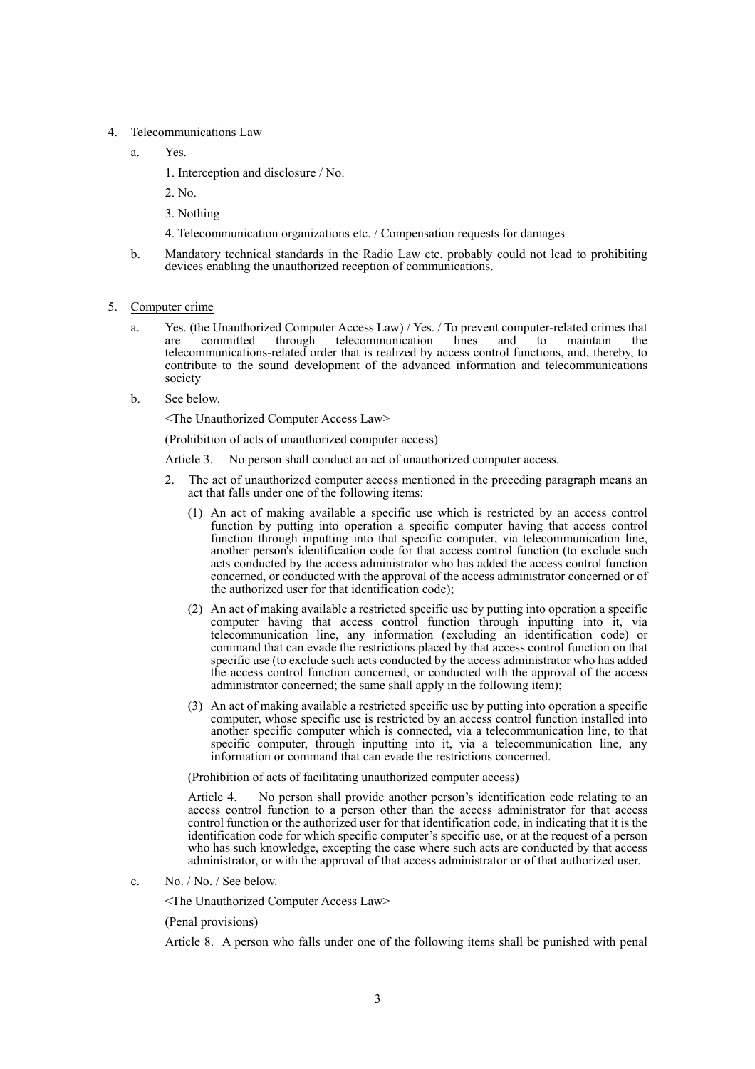4. Telecommunications Law

   a. Yes.

      1. Interception and disclosure / No.

      2. No.

      3. Nothing

      4. Telecommunication organizations etc. / Compensation requests for damages

   b. Mandatory technical standards in the Radio Law etc. probably could not lead to prohibiting devices enabling the unauthorized reception of communications.

5. Computer crime

   a. Yes. (the Unauthorized Computer Access Law) / Yes. / To prevent computer-related crimes that are committed through telecommunication lines and to maintain the telecommunications-related order that is realized by access control functions, and, thereby, to contribute to the sound development of the advanced information and telecommunications society

   b. See below.

      <The Unauthorized Computer Access Law>

      (Prohibition of acts of unauthorized computer access)

      Article 3. No person shall conduct an act of unauthorized computer access.

      2. The act of unauthorized computer access mentioned in the preceding paragraph means an act that falls under one of the following items:

         (1) An act of making available a specific use which is restricted by an access control function by putting into operation a specific computer having that access control function through inputting into that specific computer, via telecommunication line, another person's identification code for that access control function (to exclude such acts conducted by the access administrator who has added the access control function concerned, or conducted with the approval of the access administrator concerned or of the authorized user for that identification code);

         (2) An act of making available a restricted specific use by putting into operation a specific computer having that access control function through inputting into it, via telecommunication line, any information (excluding an identification code) or command that can evade the restrictions placed by that access control function on that specific use (to exclude such acts conducted by the access administrator who has added the access control function concerned, or conducted with the approval of the access administrator concerned; the same shall apply in the following item);

         (3) An act of making available a restricted specific use by putting into operation a specific computer, whose specific use is restricted by an access control function installed into another specific computer which is connected, via a telecommunication line, to that specific computer, through inputting into it, via a telecommunication line, any information or command that can evade the restrictions concerned.

      (Prohibition of acts of facilitating unauthorized computer access)

      Article 4. No person shall provide another person's identification code relating to an access control function to a person other than the access administrator for that access control function or the authorized user for that identification code, in indicating that it is the identification code for which specific computer's specific use, or at the request of a person who has such knowledge, excepting the case where such acts are conducted by that access administrator, or with the approval of that access administrator or of that authorized user.

   c. No. / No. / See below.

      <The Unauthorized Computer Access Law>

      (Penal provisions)

      Article 8. A person who falls under one of the following items shall be punished with penal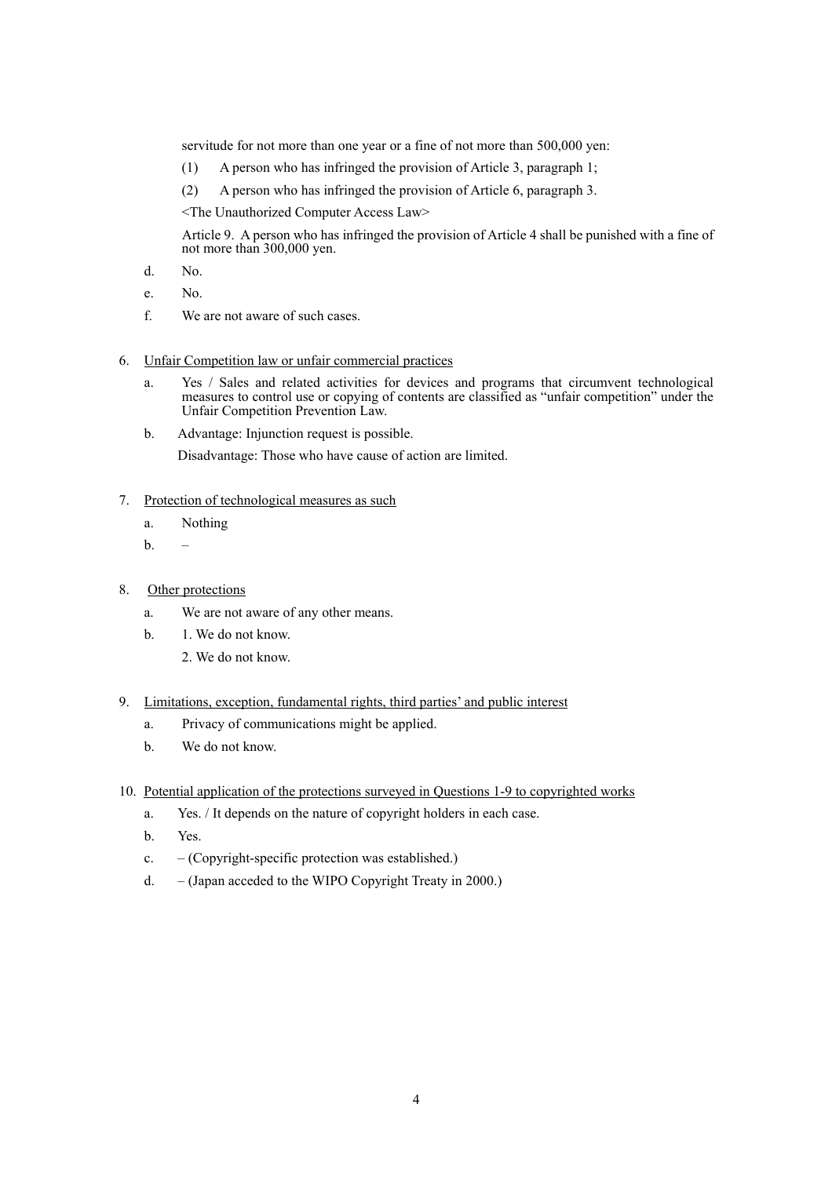servitude for not more than one year or a fine of not more than 500,000 yen:

(1) A person who has infringed the provision of Article 3, paragraph 1;

(2) A person who has infringed the provision of Article 6, paragraph 3.

<The Unauthorized Computer Access Law>

Article 9. A person who has infringed the provision of Article 4 shall be punished with a fine of not more than 300,000 yen.

d. No.

e. No.

f. We are not aware of such cases.

6. <u>Unfair Competition law or unfair commercial practices</u>

   a. Yes / Sales and related activities for devices and programs that circumvent technological measures to control use or copying of contents are classified as "unfair competition" under the Unfair Competition Prevention Law.

   b. Advantage: Injunction request is possible.

      Disadvantage: Those who have cause of action are limited.

7. <u>Protection of technological measures as such</u>

   a. Nothing

   b. –

8. <u>Other protections</u>

   a. We are not aware of any other means.

   b. 1. We do not know.

      2. We do not know.

9. <u>Limitations, exception, fundamental rights, third parties' and public interest</u>

   a. Privacy of communications might be applied.

   b. We do not know.

10. <u>Potential application of the protections surveyed in Questions 1-9 to copyrighted works</u>

   a. Yes. / It depends on the nature of copyright holders in each case.

   b. Yes.

   c. – (Copyright-specific protection was established.)

   d. – (Japan acceded to the WIPO Copyright Treaty in 2000.)